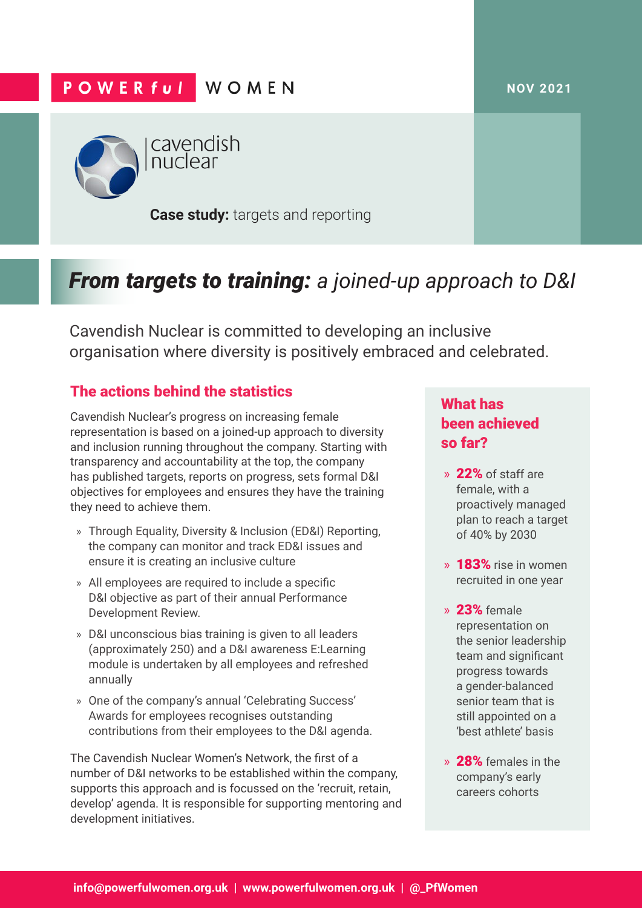POWERful WOMEN

NOV 2021

cavendish nuclear

**Case study:** targets and reporting

# ***From targets to training:*** *a joined-up approach to D&I*

Cavendish Nuclear is committed to developing an inclusive organisation where diversity is positively embraced and celebrated.

## The actions behind the statistics

Cavendish Nuclear's progress on increasing female representation is based on a joined-up approach to diversity and inclusion running throughout the company. Starting with transparency and accountability at the top, the company has published targets, reports on progress, sets formal D&I objectives for employees and ensures they have the training they need to achieve them.

- Through Equality, Diversity & Inclusion (ED&I) Reporting, the company can monitor and track ED&I issues and ensure it is creating an inclusive culture
- All employees are required to include a specific D&I objective as part of their annual Performance Development Review.
- D&I unconscious bias training is given to all leaders (approximately 250) and a D&I awareness E:Learning module is undertaken by all employees and refreshed annually
- One of the company's annual 'Celebrating Success' Awards for employees recognises outstanding contributions from their employees to the D&I agenda.

The Cavendish Nuclear Women's Network, the first of a number of D&I networks to be established within the company, supports this approach and is focussed on the 'recruit, retain, develop' agenda. It is responsible for supporting mentoring and development initiatives.

## What has been achieved so far?

- **22%** of staff are female, with a proactively managed plan to reach a target of 40% by 2030
- **183%** rise in women recruited in one year
- **23%** female representation on the senior leadership team and significant progress towards a gender-balanced senior team that is still appointed on a 'best athlete' basis
- **28%** females in the company's early careers cohorts

info@powerfulwomen.org.uk | www.powerfulwomen.org.uk | @_PfWomen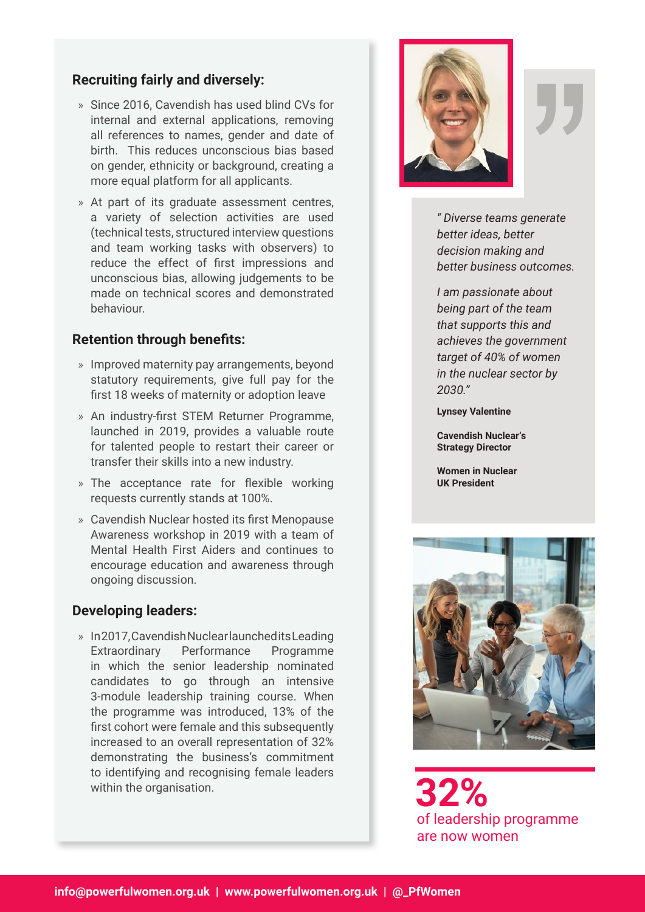### Recruiting fairly and diversely:

- Since 2016, Cavendish has used blind CVs for internal and external applications, removing all references to names, gender and date of birth. This reduces unconscious bias based on gender, ethnicity or background, creating a more equal platform for all applicants.
- At part of its graduate assessment centres, a variety of selection activities are used (technical tests, structured interview questions and team working tasks with observers) to reduce the effect of first impressions and unconscious bias, allowing judgements to be made on technical scores and demonstrated behaviour.

### Retention through benefits:

- Improved maternity pay arrangements, beyond statutory requirements, give full pay for the first 18 weeks of maternity or adoption leave
- An industry-first STEM Returner Programme, launched in 2019, provides a valuable route for talented people to restart their career or transfer their skills into a new industry.
- The acceptance rate for flexible working requests currently stands at 100%.
- Cavendish Nuclear hosted its first Menopause Awareness workshop in 2019 with a team of Mental Health First Aiders and continues to encourage education and awareness through ongoing discussion.

### Developing leaders:

- In 2017, Cavendish Nuclear launched its Leading Extraordinary Performance Programme in which the senior leadership nominated candidates to go through an intensive 3-module leadership training course. When the programme was introduced, 13% of the first cohort were female and this subsequently increased to an overall representation of 32% demonstrating the business's commitment to identifying and recognising female leaders within the organisation.

*" Diverse teams generate better ideas, better decision making and better business outcomes.*

*I am passionate about being part of the team that supports this and achieves the government target of 40% of women in the nuclear sector by 2030."*

**Lynsey Valentine**

**Cavendish Nuclear's Strategy Director**

**Women in Nuclear UK President**

**32%**
of leadership programme are now women